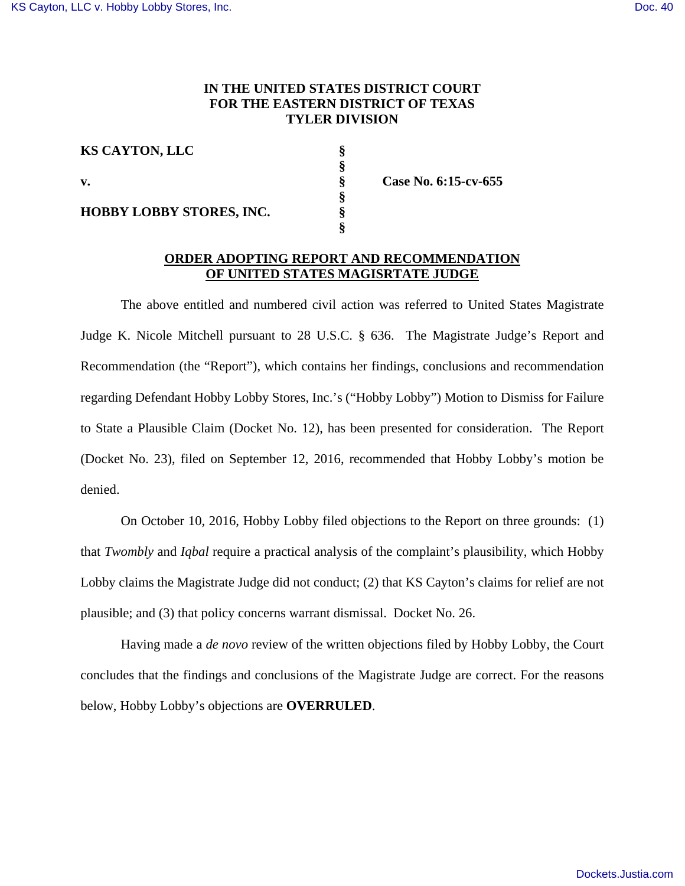**IN THE UNITED STATES DISTRICT COURT**
**FOR THE EASTERN DISTRICT OF TEXAS**
**TYLER DIVISION**

| | | |
|---|---|---|
| **KS CAYTON, LLC** | § | |
| | § | |
| **v.** | § | **Case No. 6:15-cv-655** |
| | § | |
| **HOBBY LOBBY STORES, INC.** | § | |
| | § | |

**ORDER ADOPTING REPORT AND RECOMMENDATION OF UNITED STATES MAGISRTATE JUDGE**

The above entitled and numbered civil action was referred to United States Magistrate Judge K. Nicole Mitchell pursuant to 28 U.S.C. § 636. The Magistrate Judge's Report and Recommendation (the "Report"), which contains her findings, conclusions and recommendation regarding Defendant Hobby Lobby Stores, Inc.'s ("Hobby Lobby") Motion to Dismiss for Failure to State a Plausible Claim (Docket No. 12), has been presented for consideration. The Report (Docket No. 23), filed on September 12, 2016, recommended that Hobby Lobby's motion be denied.

On October 10, 2016, Hobby Lobby filed objections to the Report on three grounds: (1) that *Twombly* and *Iqbal* require a practical analysis of the complaint's plausibility, which Hobby Lobby claims the Magistrate Judge did not conduct; (2) that KS Cayton's claims for relief are not plausible; and (3) that policy concerns warrant dismissal. Docket No. 26.

Having made a *de novo* review of the written objections filed by Hobby Lobby, the Court concludes that the findings and conclusions of the Magistrate Judge are correct. For the reasons below, Hobby Lobby's objections are **OVERRULED**.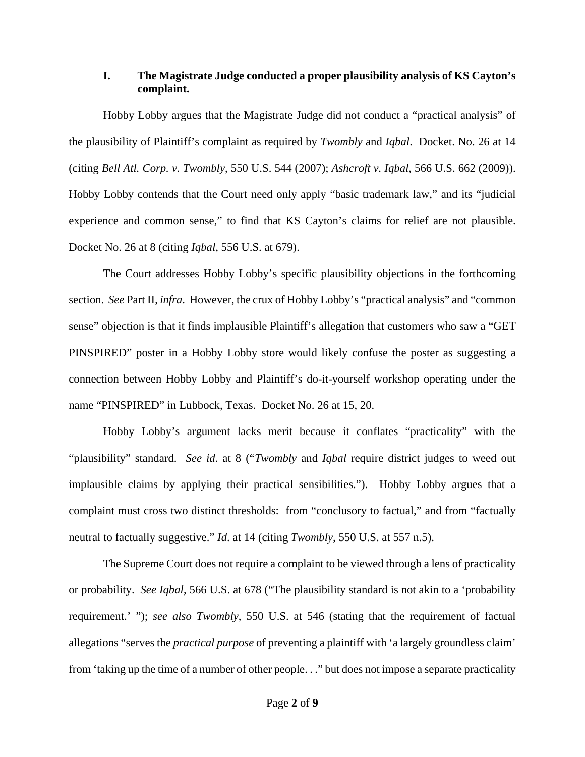### I. The Magistrate Judge conducted a proper plausibility analysis of KS Cayton's complaint.

Hobby Lobby argues that the Magistrate Judge did not conduct a "practical analysis" of the plausibility of Plaintiff's complaint as required by *Twombly* and *Iqbal*. Docket. No. 26 at 14 (citing *Bell Atl. Corp. v. Twombly*, 550 U.S. 544 (2007); *Ashcroft v. Iqbal*, 566 U.S. 662 (2009)). Hobby Lobby contends that the Court need only apply "basic trademark law," and its "judicial experience and common sense," to find that KS Cayton's claims for relief are not plausible. Docket No. 26 at 8 (citing *Iqbal*, 556 U.S. at 679).

The Court addresses Hobby Lobby's specific plausibility objections in the forthcoming section. *See* Part II, *infra*. However, the crux of Hobby Lobby's "practical analysis" and "common sense" objection is that it finds implausible Plaintiff's allegation that customers who saw a "GET PINSPIRED" poster in a Hobby Lobby store would likely confuse the poster as suggesting a connection between Hobby Lobby and Plaintiff's do-it-yourself workshop operating under the name "PINSPIRED" in Lubbock, Texas. Docket No. 26 at 15, 20.

Hobby Lobby's argument lacks merit because it conflates "practicality" with the "plausibility" standard. *See id*. at 8 ("*Twombly* and *Iqbal* require district judges to weed out implausible claims by applying their practical sensibilities."). Hobby Lobby argues that a complaint must cross two distinct thresholds: from "conclusory to factual," and from "factually neutral to factually suggestive." *Id.* at 14 (citing *Twombly*, 550 U.S. at 557 n.5).

The Supreme Court does not require a complaint to be viewed through a lens of practicality or probability. *See Iqbal*, 566 U.S. at 678 ("The plausibility standard is not akin to a 'probability requirement.' "); *see also Twombly*, 550 U.S. at 546 (stating that the requirement of factual allegations "serves the *practical purpose* of preventing a plaintiff with 'a largely groundless claim' from 'taking up the time of a number of other people. . ." but does not impose a separate practicality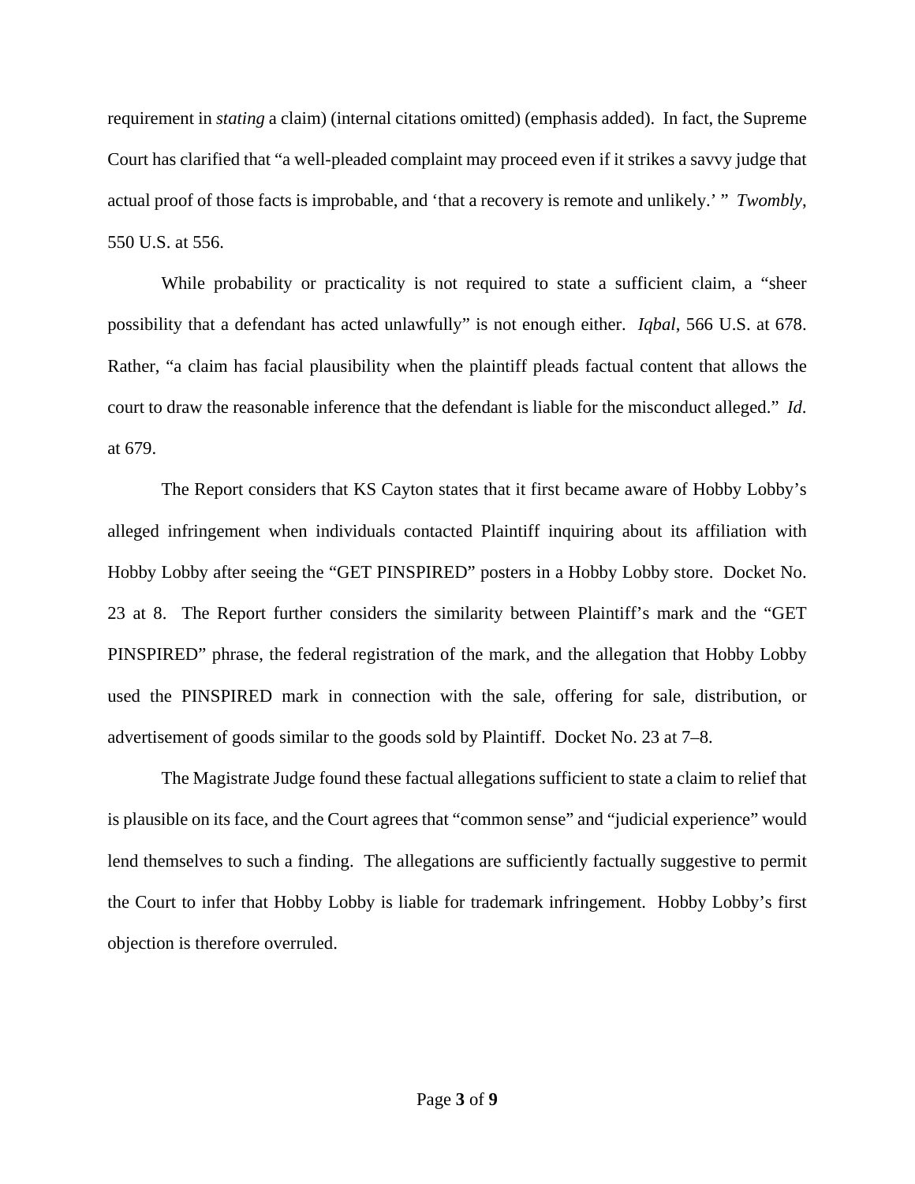requirement in *stating* a claim) (internal citations omitted) (emphasis added). In fact, the Supreme Court has clarified that "a well-pleaded complaint may proceed even if it strikes a savvy judge that actual proof of those facts is improbable, and 'that a recovery is remote and unlikely.' " *Twombly*, 550 U.S. at 556.

While probability or practicality is not required to state a sufficient claim, a "sheer possibility that a defendant has acted unlawfully" is not enough either. *Iqbal*, 566 U.S. at 678. Rather, "a claim has facial plausibility when the plaintiff pleads factual content that allows the court to draw the reasonable inference that the defendant is liable for the misconduct alleged." *Id*. at 679.

The Report considers that KS Cayton states that it first became aware of Hobby Lobby's alleged infringement when individuals contacted Plaintiff inquiring about its affiliation with Hobby Lobby after seeing the "GET PINSPIRED" posters in a Hobby Lobby store. Docket No. 23 at 8. The Report further considers the similarity between Plaintiff's mark and the "GET PINSPIRED" phrase, the federal registration of the mark, and the allegation that Hobby Lobby used the PINSPIRED mark in connection with the sale, offering for sale, distribution, or advertisement of goods similar to the goods sold by Plaintiff. Docket No. 23 at 7–8.

The Magistrate Judge found these factual allegations sufficient to state a claim to relief that is plausible on its face, and the Court agrees that "common sense" and "judicial experience" would lend themselves to such a finding. The allegations are sufficiently factually suggestive to permit the Court to infer that Hobby Lobby is liable for trademark infringement. Hobby Lobby's first objection is therefore overruled.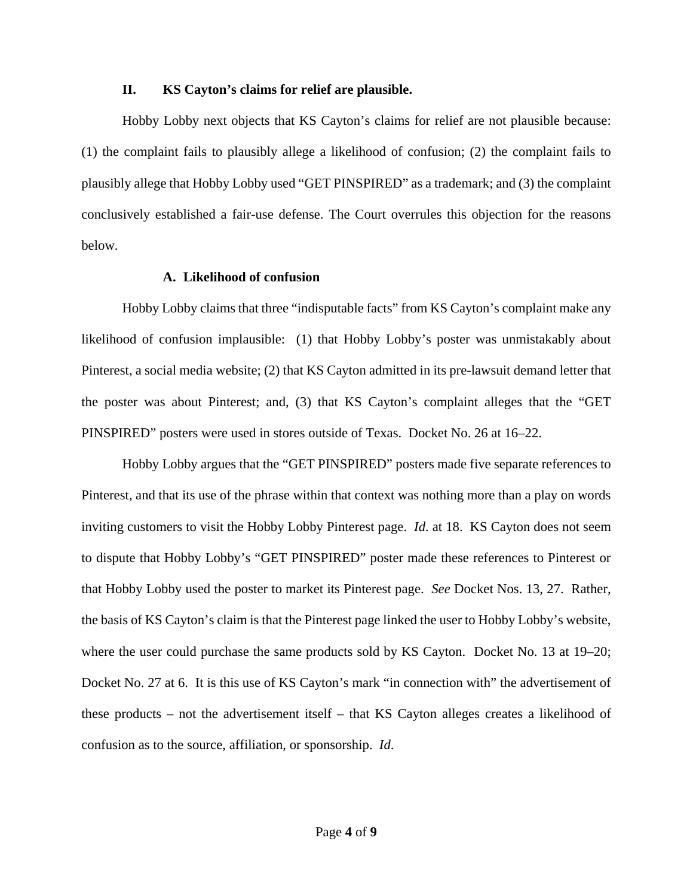## II. KS Cayton's claims for relief are plausible.

Hobby Lobby next objects that KS Cayton's claims for relief are not plausible because: (1) the complaint fails to plausibly allege a likelihood of confusion; (2) the complaint fails to plausibly allege that Hobby Lobby used "GET PINSPIRED" as a trademark; and (3) the complaint conclusively established a fair-use defense. The Court overrules this objection for the reasons below.

### A. Likelihood of confusion

Hobby Lobby claims that three "indisputable facts" from KS Cayton's complaint make any likelihood of confusion implausible: (1) that Hobby Lobby's poster was unmistakably about Pinterest, a social media website; (2) that KS Cayton admitted in its pre-lawsuit demand letter that the poster was about Pinterest; and, (3) that KS Cayton's complaint alleges that the "GET PINSPIRED" posters were used in stores outside of Texas. Docket No. 26 at 16–22.

Hobby Lobby argues that the "GET PINSPIRED" posters made five separate references to Pinterest, and that its use of the phrase within that context was nothing more than a play on words inviting customers to visit the Hobby Lobby Pinterest page. *Id.* at 18. KS Cayton does not seem to dispute that Hobby Lobby's "GET PINSPIRED" poster made these references to Pinterest or that Hobby Lobby used the poster to market its Pinterest page. *See* Docket Nos. 13, 27. Rather, the basis of KS Cayton's claim is that the Pinterest page linked the user to Hobby Lobby's website, where the user could purchase the same products sold by KS Cayton. Docket No. 13 at 19–20; Docket No. 27 at 6. It is this use of KS Cayton's mark "in connection with" the advertisement of these products – not the advertisement itself – that KS Cayton alleges creates a likelihood of confusion as to the source, affiliation, or sponsorship. *Id*.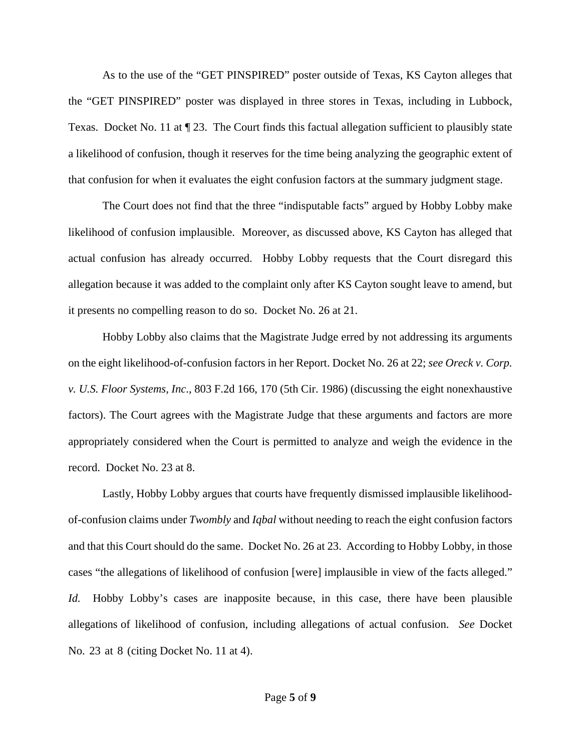As to the use of the "GET PINSPIRED" poster outside of Texas, KS Cayton alleges that the "GET PINSPIRED" poster was displayed in three stores in Texas, including in Lubbock, Texas. Docket No. 11 at ¶ 23. The Court finds this factual allegation sufficient to plausibly state a likelihood of confusion, though it reserves for the time being analyzing the geographic extent of that confusion for when it evaluates the eight confusion factors at the summary judgment stage.

The Court does not find that the three "indisputable facts" argued by Hobby Lobby make likelihood of confusion implausible. Moreover, as discussed above, KS Cayton has alleged that actual confusion has already occurred. Hobby Lobby requests that the Court disregard this allegation because it was added to the complaint only after KS Cayton sought leave to amend, but it presents no compelling reason to do so. Docket No. 26 at 21.

Hobby Lobby also claims that the Magistrate Judge erred by not addressing its arguments on the eight likelihood-of-confusion factors in her Report. Docket No. 26 at 22; *see Oreck v. Corp. v. U.S. Floor Systems, Inc*., 803 F.2d 166, 170 (5th Cir. 1986) (discussing the eight nonexhaustive factors). The Court agrees with the Magistrate Judge that these arguments and factors are more appropriately considered when the Court is permitted to analyze and weigh the evidence in the record. Docket No. 23 at 8.

Lastly, Hobby Lobby argues that courts have frequently dismissed implausible likelihood-of-confusion claims under *Twombly* and *Iqbal* without needing to reach the eight confusion factors and that this Court should do the same. Docket No. 26 at 23. According to Hobby Lobby, in those cases "the allegations of likelihood of confusion [were] implausible in view of the facts alleged." *Id.* Hobby Lobby's cases are inapposite because, in this case, there have been plausible allegations of likelihood of confusion, including allegations of actual confusion. *See* Docket No. 23 at 8 (citing Docket No. 11 at 4).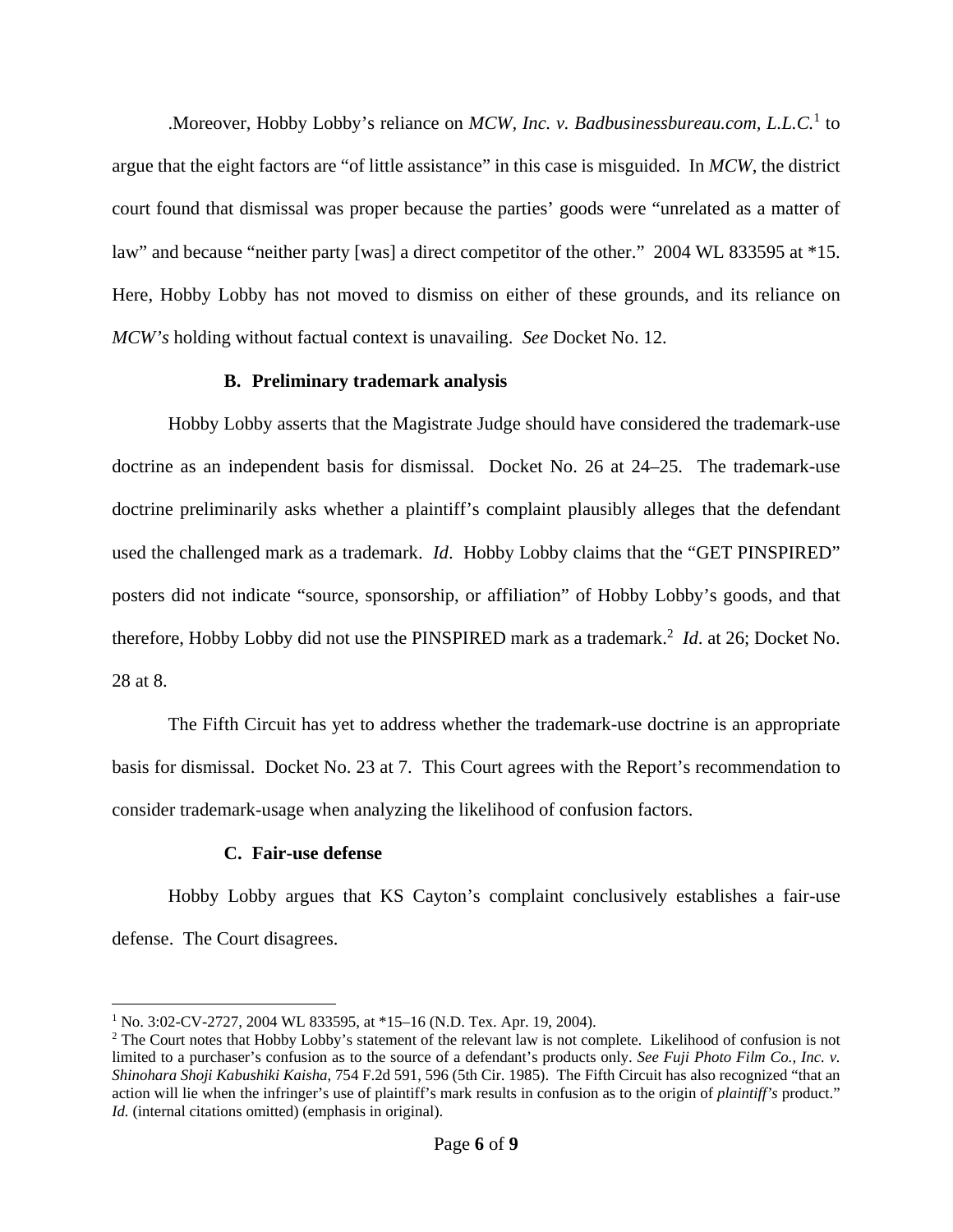.Moreover, Hobby Lobby's reliance on *MCW, Inc. v. Badbusinessbureau.com, L.L.C.*[1] to argue that the eight factors are "of little assistance" in this case is misguided. In *MCW*, the district court found that dismissal was proper because the parties' goods were "unrelated as a matter of law" and because "neither party [was] a direct competitor of the other." 2004 WL 833595 at *15. Here, Hobby Lobby has not moved to dismiss on either of these grounds, and its reliance on *MCW's* holding without factual context is unavailing. *See* Docket No. 12.

### B. Preliminary trademark analysis

Hobby Lobby asserts that the Magistrate Judge should have considered the trademark-use doctrine as an independent basis for dismissal. Docket No. 26 at 24–25. The trademark-use doctrine preliminarily asks whether a plaintiff's complaint plausibly alleges that the defendant used the challenged mark as a trademark. *Id*. Hobby Lobby claims that the "GET PINSPIRED" posters did not indicate "source, sponsorship, or affiliation" of Hobby Lobby's goods, and that therefore, Hobby Lobby did not use the PINSPIRED mark as a trademark.[2] *Id*. at 26; Docket No. 28 at 8.

The Fifth Circuit has yet to address whether the trademark-use doctrine is an appropriate basis for dismissal. Docket No. 23 at 7. This Court agrees with the Report's recommendation to consider trademark-usage when analyzing the likelihood of confusion factors.

### C. Fair-use defense

Hobby Lobby argues that KS Cayton's complaint conclusively establishes a fair-use defense. The Court disagrees.

---

[1] No. 3:02-CV-2727, 2004 WL 833595, at *15–16 (N.D. Tex. Apr. 19, 2004).

[2] The Court notes that Hobby Lobby's statement of the relevant law is not complete. Likelihood of confusion is not limited to a purchaser's confusion as to the source of a defendant's products only. *See Fuji Photo Film Co., Inc. v. Shinohara Shoji Kabushiki Kaisha*, 754 F.2d 591, 596 (5th Cir. 1985). The Fifth Circuit has also recognized "that an action will lie when the infringer's use of plaintiff's mark results in confusion as to the origin of *plaintiff's* product." *Id.* (internal citations omitted) (emphasis in original).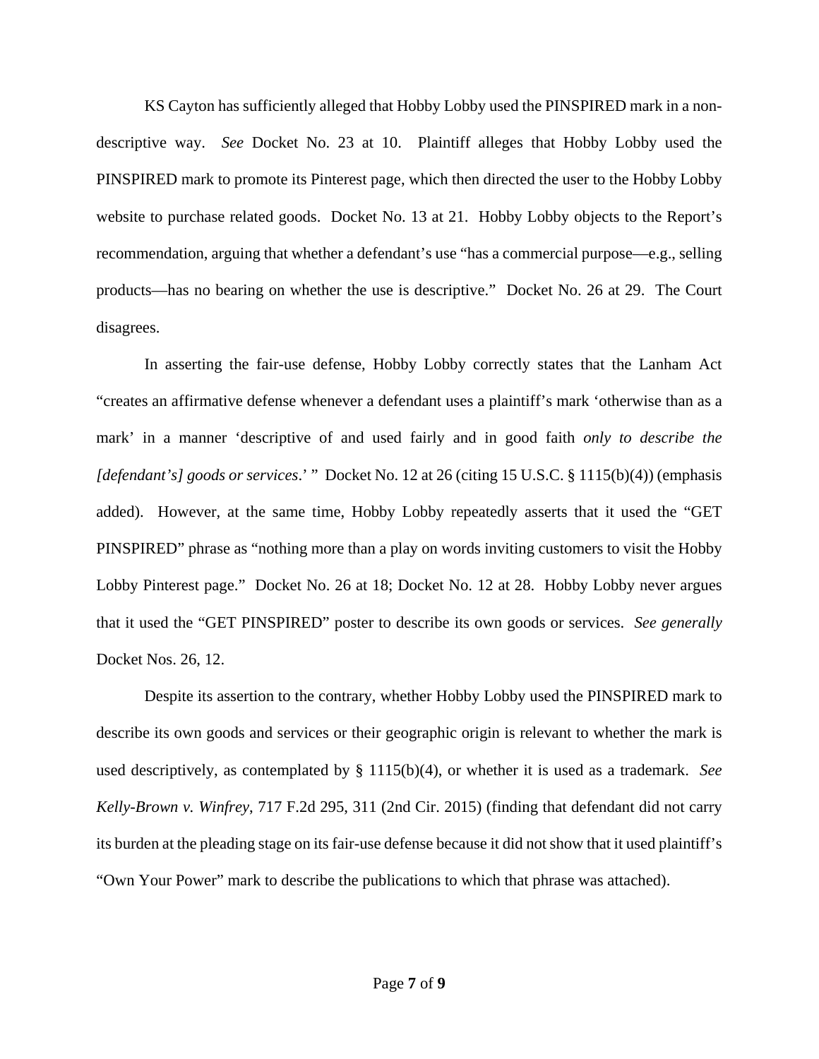KS Cayton has sufficiently alleged that Hobby Lobby used the PINSPIRED mark in a non-descriptive way. *See* Docket No. 23 at 10. Plaintiff alleges that Hobby Lobby used the PINSPIRED mark to promote its Pinterest page, which then directed the user to the Hobby Lobby website to purchase related goods. Docket No. 13 at 21. Hobby Lobby objects to the Report's recommendation, arguing that whether a defendant's use "has a commercial purpose—e.g., selling products—has no bearing on whether the use is descriptive." Docket No. 26 at 29. The Court disagrees.

In asserting the fair-use defense, Hobby Lobby correctly states that the Lanham Act "creates an affirmative defense whenever a defendant uses a plaintiff's mark 'otherwise than as a mark' in a manner 'descriptive of and used fairly and in good faith *only to describe the [defendant's] goods or services*.' " Docket No. 12 at 26 (citing 15 U.S.C. § 1115(b)(4)) (emphasis added). However, at the same time, Hobby Lobby repeatedly asserts that it used the "GET PINSPIRED" phrase as "nothing more than a play on words inviting customers to visit the Hobby Lobby Pinterest page." Docket No. 26 at 18; Docket No. 12 at 28. Hobby Lobby never argues that it used the "GET PINSPIRED" poster to describe its own goods or services. *See generally* Docket Nos. 26, 12.

Despite its assertion to the contrary, whether Hobby Lobby used the PINSPIRED mark to describe its own goods and services or their geographic origin is relevant to whether the mark is used descriptively, as contemplated by § 1115(b)(4), or whether it is used as a trademark. *See Kelly-Brown v. Winfrey*, 717 F.2d 295, 311 (2nd Cir. 2015) (finding that defendant did not carry its burden at the pleading stage on its fair-use defense because it did not show that it used plaintiff's "Own Your Power" mark to describe the publications to which that phrase was attached).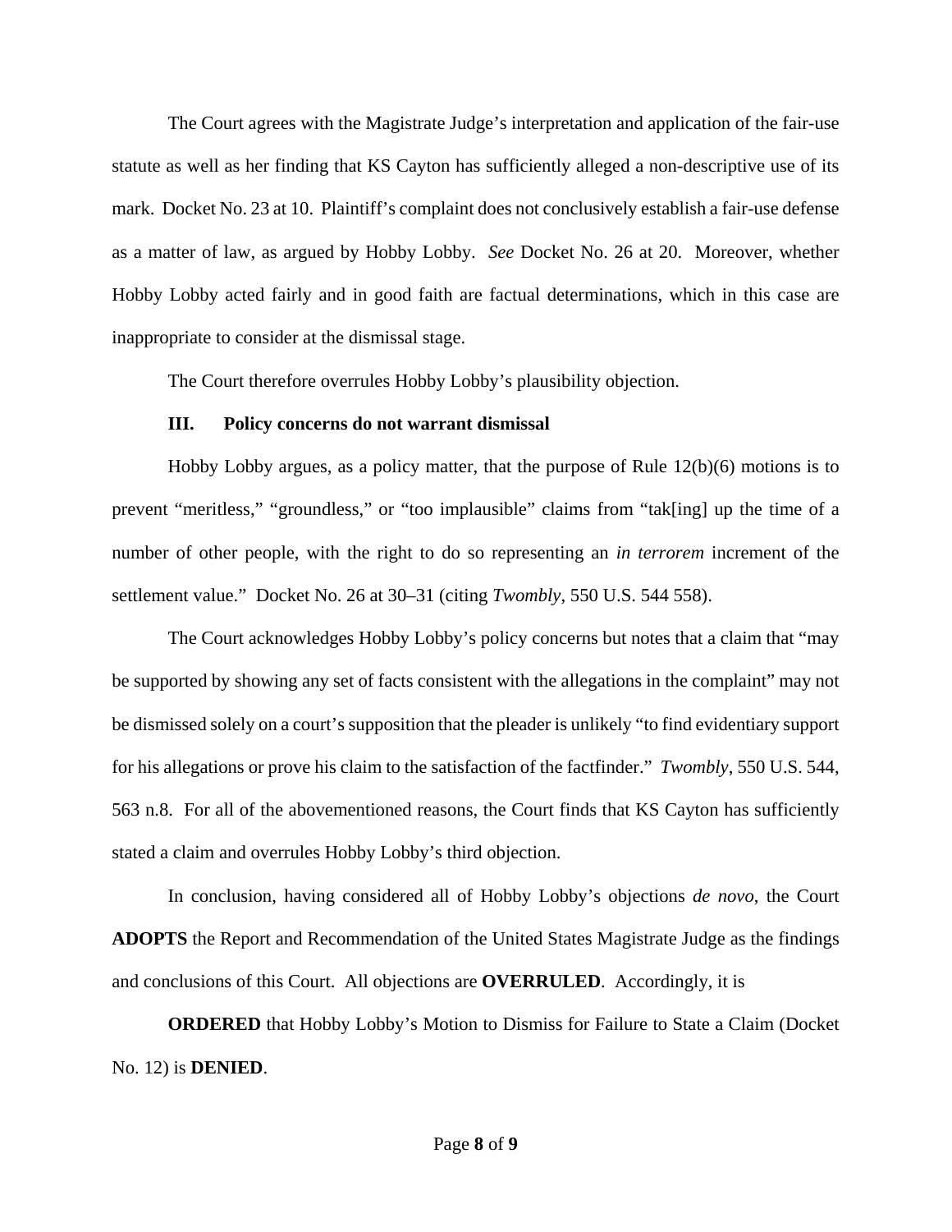The Court agrees with the Magistrate Judge's interpretation and application of the fair-use statute as well as her finding that KS Cayton has sufficiently alleged a non-descriptive use of its mark. Docket No. 23 at 10. Plaintiff's complaint does not conclusively establish a fair-use defense as a matter of law, as argued by Hobby Lobby. *See* Docket No. 26 at 20. Moreover, whether Hobby Lobby acted fairly and in good faith are factual determinations, which in this case are inappropriate to consider at the dismissal stage.

The Court therefore overrules Hobby Lobby's plausibility objection.

### III. Policy concerns do not warrant dismissal

Hobby Lobby argues, as a policy matter, that the purpose of Rule 12(b)(6) motions is to prevent "meritless," "groundless," or "too implausible" claims from "tak[ing] up the time of a number of other people, with the right to do so representing an *in terrorem* increment of the settlement value." Docket No. 26 at 30–31 (citing *Twombly*, 550 U.S. 544 558).

The Court acknowledges Hobby Lobby's policy concerns but notes that a claim that "may be supported by showing any set of facts consistent with the allegations in the complaint" may not be dismissed solely on a court's supposition that the pleader is unlikely "to find evidentiary support for his allegations or prove his claim to the satisfaction of the factfinder." *Twombly*, 550 U.S. 544, 563 n.8. For all of the abovementioned reasons, the Court finds that KS Cayton has sufficiently stated a claim and overrules Hobby Lobby's third objection.

In conclusion, having considered all of Hobby Lobby's objections *de novo*, the Court **ADOPTS** the Report and Recommendation of the United States Magistrate Judge as the findings and conclusions of this Court. All objections are **OVERRULED**. Accordingly, it is

**ORDERED** that Hobby Lobby's Motion to Dismiss for Failure to State a Claim (Docket No. 12) is **DENIED**.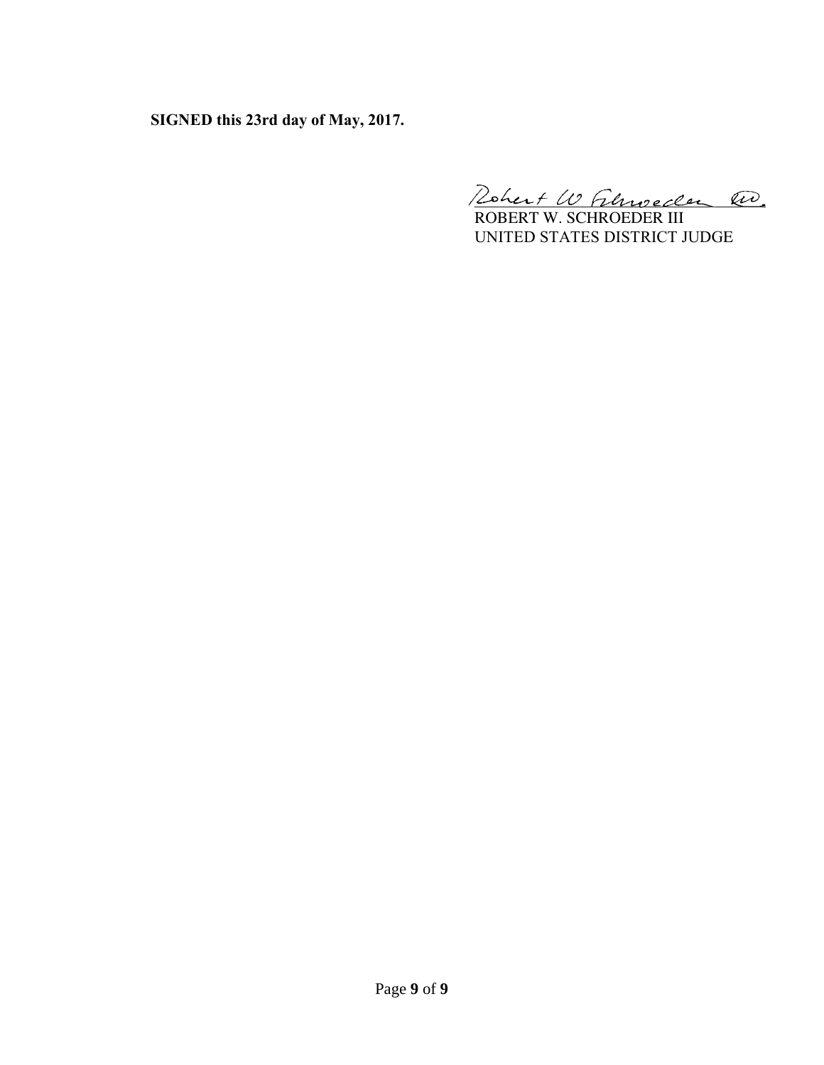**SIGNED this 23rd day of May, 2017.**

ROBERT W. SCHROEDER III
UNITED STATES DISTRICT JUDGE